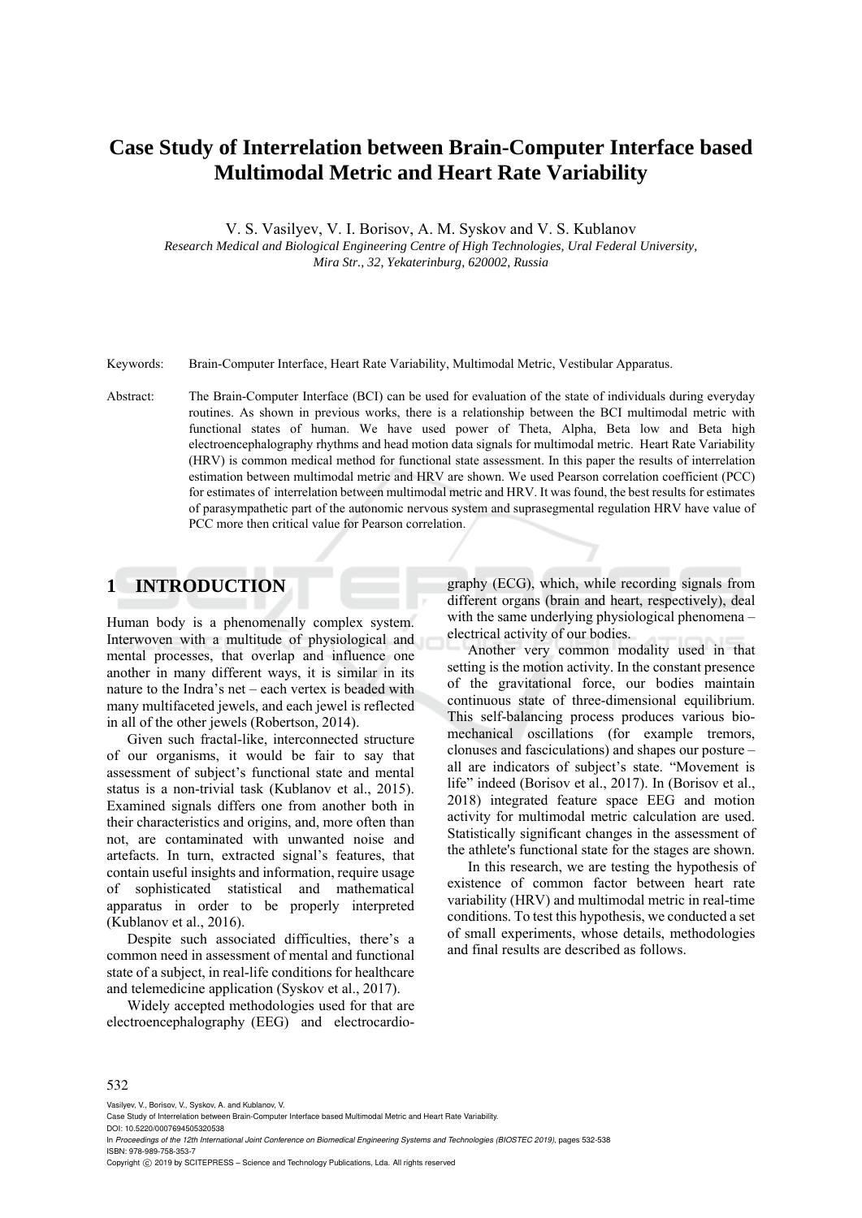# Case Study of Interrelation between Brain-Computer Interface based Multimodal Metric and Heart Rate Variability

V. S. Vasilyev, V. I. Borisov, A. M. Syskov and V. S. Kublanov

*Research Medical and Biological Engineering Centre of High Technologies, Ural Federal University, Mira Str., 32, Yekaterinburg, 620002, Russia*

Keywords: Brain-Computer Interface, Heart Rate Variability, Multimodal Metric, Vestibular Apparatus.

Abstract: The Brain-Computer Interface (BCI) can be used for evaluation of the state of individuals during everyday routines. As shown in previous works, there is a relationship between the BCI multimodal metric with functional states of human. We have used power of Theta, Alpha, Beta low and Beta high electroencephalography rhythms and head motion data signals for multimodal metric. Heart Rate Variability (HRV) is common medical method for functional state assessment. In this paper the results of interrelation estimation between multimodal metric and HRV are shown. We used Pearson correlation coefficient (PCC) for estimates of interrelation between multimodal metric and HRV. It was found, the best results for estimates of parasympathetic part of the autonomic nervous system and suprasegmental regulation HRV have value of PCC more then critical value for Pearson correlation.

## 1 INTRODUCTION

Human body is a phenomenally complex system. Interwoven with a multitude of physiological and mental processes, that overlap and influence one another in many different ways, it is similar in its nature to the Indra's net – each vertex is beaded with many multifaceted jewels, and each jewel is reflected in all of the other jewels (Robertson, 2014).

Given such fractal-like, interconnected structure of our organisms, it would be fair to say that assessment of subject's functional state and mental status is a non-trivial task (Kublanov et al., 2015). Examined signals differs one from another both in their characteristics and origins, and, more often than not, are contaminated with unwanted noise and artefacts. In turn, extracted signal's features, that contain useful insights and information, require usage of sophisticated statistical and mathematical apparatus in order to be properly interpreted (Kublanov et al., 2016).

Despite such associated difficulties, there's a common need in assessment of mental and functional state of a subject, in real-life conditions for healthcare and telemedicine application (Syskov et al., 2017).

Widely accepted methodologies used for that are electroencephalography (EEG) and electrocardiography (ECG), which, while recording signals from different organs (brain and heart, respectively), deal with the same underlying physiological phenomena – electrical activity of our bodies.

Another very common modality used in that setting is the motion activity. In the constant presence of the gravitational force, our bodies maintain continuous state of three-dimensional equilibrium. This self-balancing process produces various bio-mechanical oscillations (for example tremors, clonuses and fasciculations) and shapes our posture – all are indicators of subject's state. "Movement is life" indeed (Borisov et al., 2017). In (Borisov et al., 2018) integrated feature space EEG and motion activity for multimodal metric calculation are used. Statistically significant changes in the assessment of the athlete's functional state for the stages are shown.

In this research, we are testing the hypothesis of existence of common factor between heart rate variability (HRV) and multimodal metric in real-time conditions. To test this hypothesis, we conducted a set of small experiments, whose details, methodologies and final results are described as follows.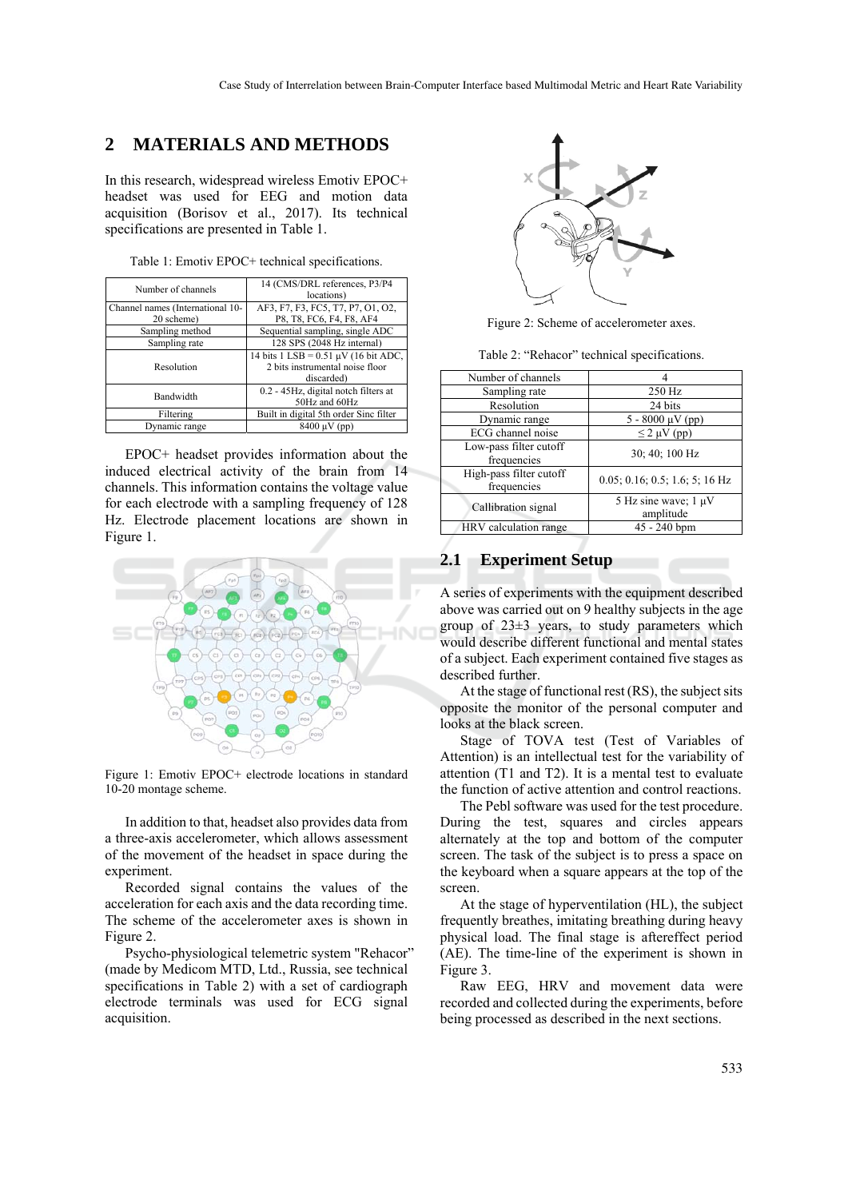## 2 MATERIALS AND METHODS

In this research, widespread wireless Emotiv EPOC+ headset was used for EEG and motion data acquisition (Borisov et al., 2017). Its technical specifications are presented in Table 1.

Table 1: Emotiv EPOC+ technical specifications.

| | |
|---|---|
| Number of channels | 14 (CMS/DRL references, P3/P4 locations) |
| Channel names (International 10-20 scheme) | AF3, F7, F3, FC5, T7, P7, O1, O2, P8, T8, FC6, F4, F8, AF4 |
| Sampling method | Sequential sampling, single ADC |
| Sampling rate | 128 SPS (2048 Hz internal) |
| Resolution | 14 bits 1 LSB = 0.51 μV (16 bit ADC, 2 bits instrumental noise floor discarded) |
| Bandwidth | 0.2 - 45Hz, digital notch filters at 50Hz and 60Hz |
| Filtering | Built in digital 5th order Sinc filter |
| Dynamic range | 8400 μV (pp) |

EPOC+ headset provides information about the induced electrical activity of the brain from 14 channels. This information contains the voltage value for each electrode with a sampling frequency of 128 Hz. Electrode placement locations are shown in Figure 1.

Figure 1: Emotiv EPOC+ electrode locations in standard 10-20 montage scheme.

In addition to that, headset also provides data from a three-axis accelerometer, which allows assessment of the movement of the headset in space during the experiment.

Recorded signal contains the values of the acceleration for each axis and the data recording time. The scheme of the accelerometer axes is shown in Figure 2.

Psycho-physiological telemetric system "Rehacor" (made by Medicom MTD, Ltd., Russia, see technical specifications in Table 2) with a set of cardiograph electrode terminals was used for ECG signal acquisition.

Figure 2: Scheme of accelerometer axes.

Table 2: "Rehacor" technical specifications.

| | |
|---|---|
| Number of channels | 4 |
| Sampling rate | 250 Hz |
| Resolution | 24 bits |
| Dynamic range | 5 - 8000 μV (pp) |
| ECG channel noise | ≤ 2 μV (pp) |
| Low-pass filter cutoff frequencies | 30; 40; 100 Hz |
| High-pass filter cutoff frequencies | 0.05; 0.16; 0.5; 1.6; 5; 16 Hz |
| Callibration signal | 5 Hz sine wave; 1 μV amplitude |
| HRV calculation range | 45 - 240 bpm |

### 2.1 Experiment Setup

A series of experiments with the equipment described above was carried out on 9 healthy subjects in the age group of 23±3 years, to study parameters which would describe different functional and mental states of a subject. Each experiment contained five stages as described further.

At the stage of functional rest (RS), the subject sits opposite the monitor of the personal computer and looks at the black screen.

Stage of TOVA test (Test of Variables of Attention) is an intellectual test for the variability of attention (T1 and T2). It is a mental test to evaluate the function of active attention and control reactions.

The Pebl software was used for the test procedure. During the test, squares and circles appears alternately at the top and bottom of the computer screen. The task of the subject is to press a space on the keyboard when a square appears at the top of the screen.

At the stage of hyperventilation (HL), the subject frequently breathes, imitating breathing during heavy physical load. The final stage is aftereffect period (AE). The time-line of the experiment is shown in Figure 3.

Raw EEG, HRV and movement data were recorded and collected during the experiments, before being processed as described in the next sections.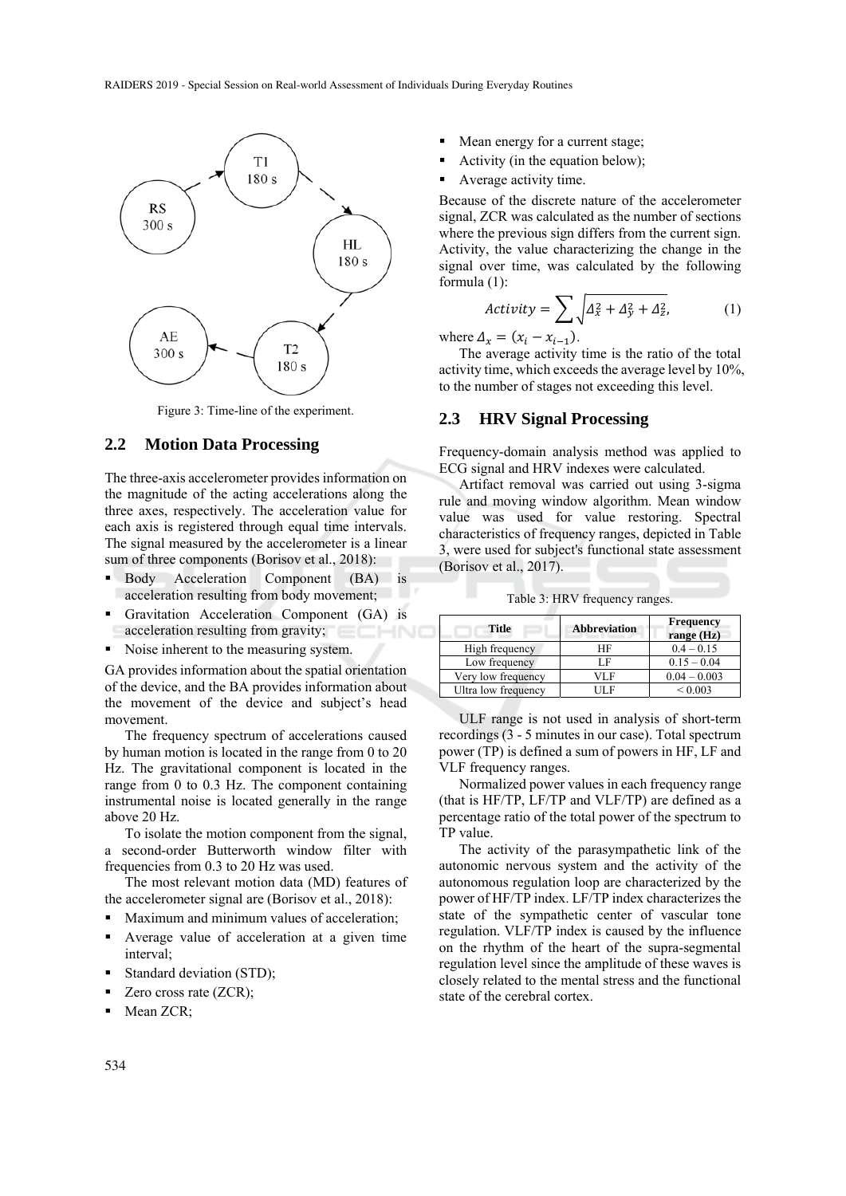Figure 3: Time-line of the experiment.

## 2.2 Motion Data Processing

The three-axis accelerometer provides information on the magnitude of the acting accelerations along the three axes, respectively. The acceleration value for each axis is registered through equal time intervals. The signal measured by the accelerometer is a linear sum of three components (Borisov et al., 2018):

- Body Acceleration Component (BA) is acceleration resulting from body movement;
- Gravitation Acceleration Component (GA) is acceleration resulting from gravity;
- Noise inherent to the measuring system.

GA provides information about the spatial orientation of the device, and the BA provides information about the movement of the device and subject's head movement.

The frequency spectrum of accelerations caused by human motion is located in the range from 0 to 20 Hz. The gravitational component is located in the range from 0 to 0.3 Hz. The component containing instrumental noise is located generally in the range above 20 Hz.

To isolate the motion component from the signal, a second-order Butterworth window filter with frequencies from 0.3 to 20 Hz was used.

The most relevant motion data (MD) features of the accelerometer signal are (Borisov et al., 2018):

- Maximum and minimum values of acceleration;
- Average value of acceleration at a given time interval;
- Standard deviation (STD);
- Zero cross rate (ZCR);
- Mean ZCR;
- Mean energy for a current stage;
- Activity (in the equation below);
- Average activity time.

Because of the discrete nature of the accelerometer signal, ZCR was calculated as the number of sections where the previous sign differs from the current sign. Activity, the value characterizing the change in the signal over time, was calculated by the following formula (1):

$$Activity = \sum \sqrt{\Delta_x^2 + \Delta_y^2 + \Delta_z^2}, \tag{1}$$

where $\Delta_x = (x_i - x_{i-1})$.

The average activity time is the ratio of the total activity time, which exceeds the average level by 10%, to the number of stages not exceeding this level.

## 2.3 HRV Signal Processing

Frequency-domain analysis method was applied to ECG signal and HRV indexes were calculated.

Artifact removal was carried out using 3-sigma rule and moving window algorithm. Mean window value was used for value restoring. Spectral characteristics of frequency ranges, depicted in Table 3, were used for subject's functional state assessment (Borisov et al., 2017).

Table 3: HRV frequency ranges.

| Title | Abbreviation | Frequency range (Hz) |
|---|---|---|
| High frequency | HF | 0.4 – 0.15 |
| Low frequency | LF | 0.15 – 0.04 |
| Very low frequency | VLF | 0.04 – 0.003 |
| Ultra low frequency | ULF | < 0.003 |

ULF range is not used in analysis of short-term recordings (3 - 5 minutes in our case). Total spectrum power (TP) is defined a sum of powers in HF, LF and VLF frequency ranges.

Normalized power values in each frequency range (that is HF/TP, LF/TP and VLF/TP) are defined as a percentage ratio of the total power of the spectrum to TP value.

The activity of the parasympathetic link of the autonomic nervous system and the activity of the autonomous regulation loop are characterized by the power of HF/TP index. LF/TP index characterizes the state of the sympathetic center of vascular tone regulation. VLF/TP index is caused by the influence on the rhythm of the heart of the supra-segmental regulation level since the amplitude of these waves is closely related to the mental stress and the functional state of the cerebral cortex.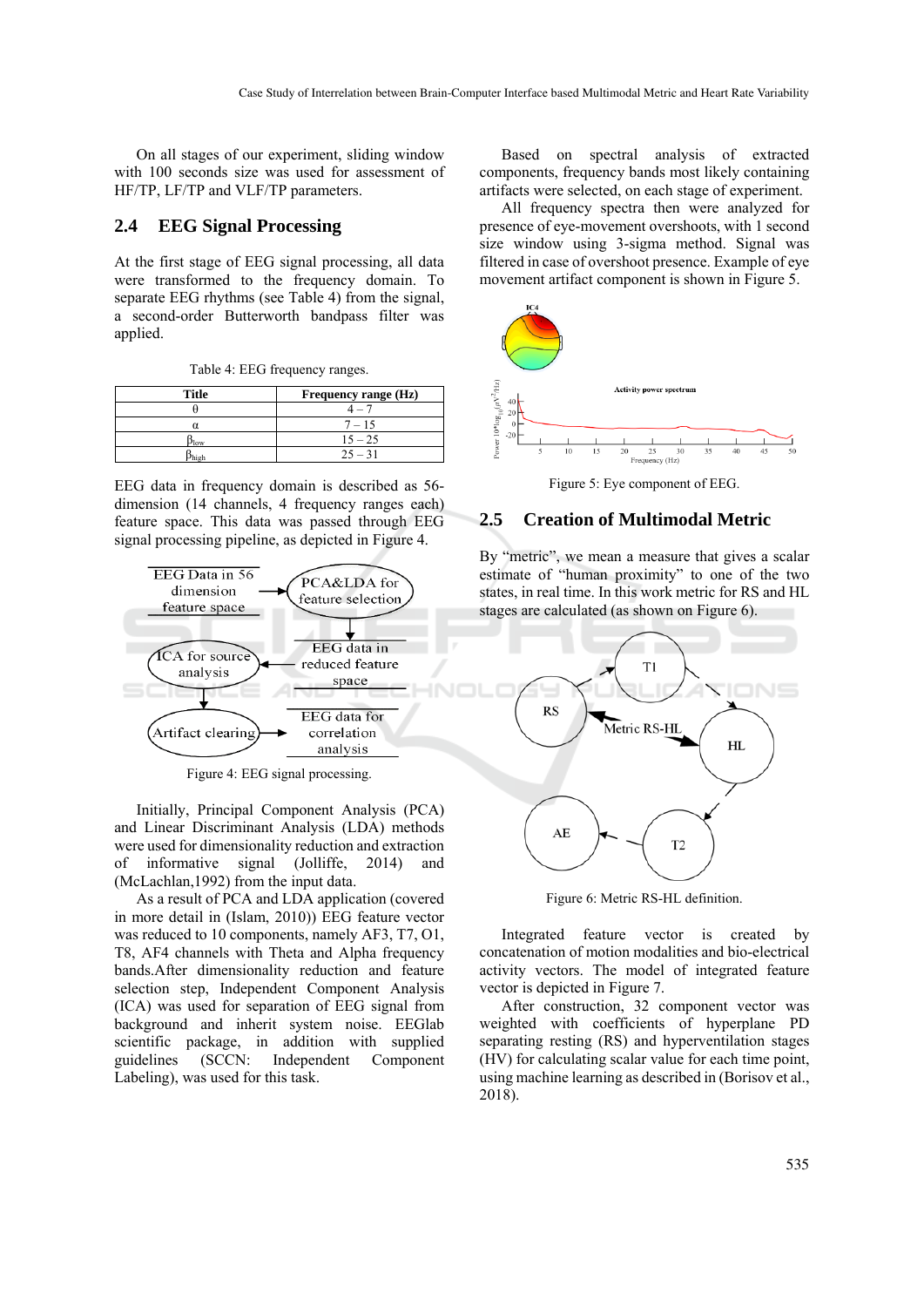On all stages of our experiment, sliding window with 100 seconds size was used for assessment of HF/TP, LF/TP and VLF/TP parameters.

## 2.4 EEG Signal Processing

At the first stage of EEG signal processing, all data were transformed to the frequency domain. To separate EEG rhythms (see Table 4) from the signal, a second-order Butterworth bandpass filter was applied.

Table 4: EEG frequency ranges.

| Title | Frequency range (Hz) |
|---|---|
| $\theta$ | 4 – 7 |
| $\alpha$ | 7 – 15 |
| $\beta_{low}$ | 15 – 25 |
| $\beta_{high}$ | 25 – 31 |

EEG data in frequency domain is described as 56-dimension (14 channels, 4 frequency ranges each) feature space. This data was passed through EEG signal processing pipeline, as depicted in Figure 4.

Figure 4: EEG signal processing.

Initially, Principal Component Analysis (PCA) and Linear Discriminant Analysis (LDA) methods were used for dimensionality reduction and extraction of informative signal (Jolliffe, 2014) and (McLachlan,1992) from the input data.

As a result of PCA and LDA application (covered in more detail in (Islam, 2010)) EEG feature vector was reduced to 10 components, namely AF3, T7, O1, T8, AF4 channels with Theta and Alpha frequency bands.After dimensionality reduction and feature selection step, Independent Component Analysis (ICA) was used for separation of EEG signal from background and inherit system noise. EEGlab scientific package, in addition with supplied guidelines (SCCN: Independent Component Labeling), was used for this task.

Based on spectral analysis of extracted components, frequency bands most likely containing artifacts were selected, on each stage of experiment.

All frequency spectra then were analyzed for presence of eye-movement overshoots, with 1 second size window using 3-sigma method. Signal was filtered in case of overshoot presence. Example of eye movement artifact component is shown in Figure 5.

Figure 5: Eye component of EEG.

## 2.5 Creation of Multimodal Metric

By "metric", we mean a measure that gives a scalar estimate of "human proximity" to one of the two states, in real time. In this work metric for RS and HL stages are calculated (as shown on Figure 6).

Figure 6: Metric RS-HL definition.

Integrated feature vector is created by concatenation of motion modalities and bio-electrical activity vectors. The model of integrated feature vector is depicted in Figure 7.

After construction, 32 component vector was weighted with coefficients of hyperplane PD separating resting (RS) and hyperventilation stages (HV) for calculating scalar value for each time point, using machine learning as described in (Borisov et al., 2018).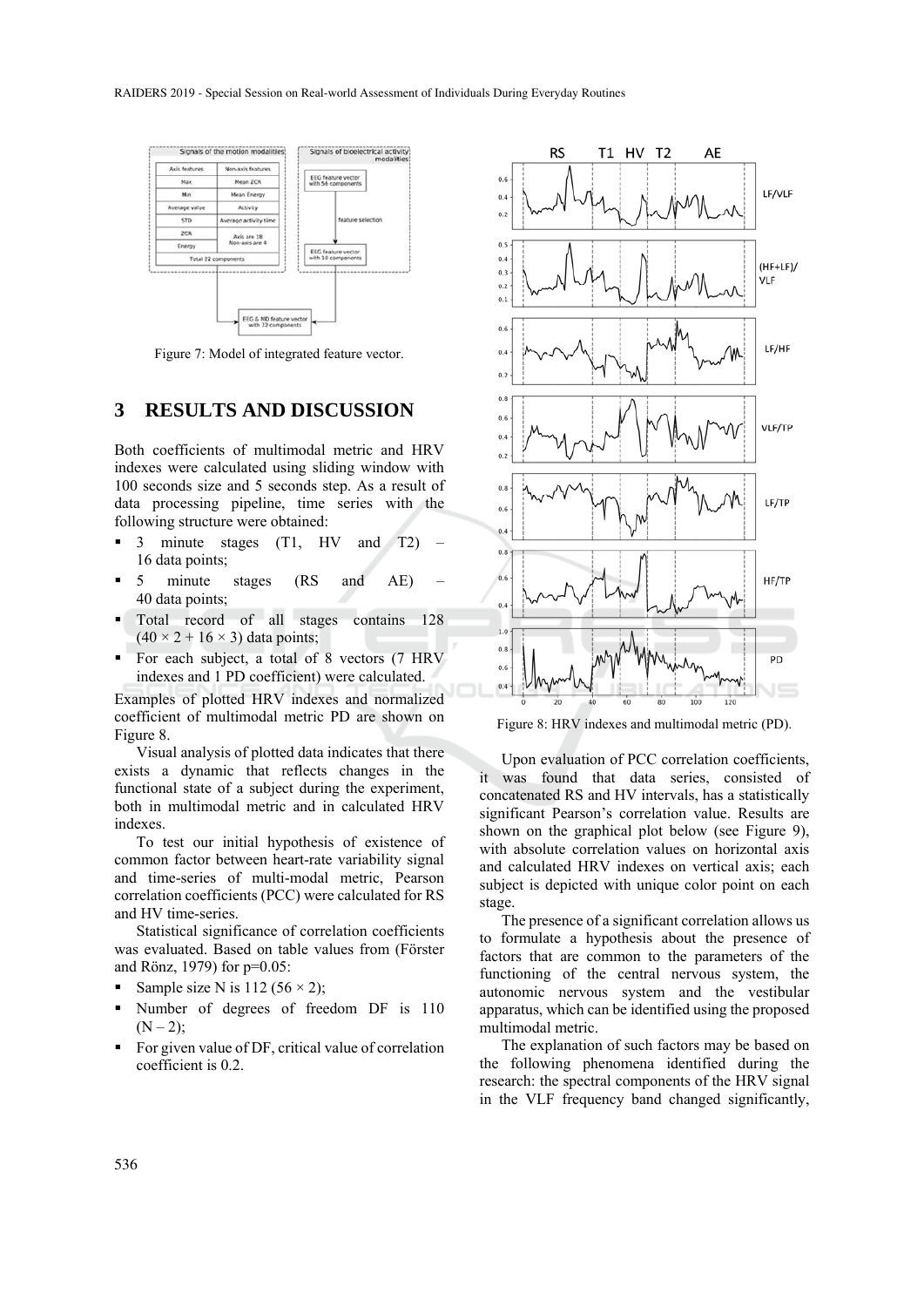Figure 7: Model of integrated feature vector.

## 3 RESULTS AND DISCUSSION

Both coefficients of multimodal metric and HRV indexes were calculated using sliding window with 100 seconds size and 5 seconds step. As a result of data processing pipeline, time series with the following structure were obtained:

- 3 minute stages (T1, HV and T2) – 16 data points;
- 5 minute stages (RS and AE) – 40 data points;
- Total record of all stages contains 128 ($40 \times 2 + 16 \times 3$) data points;
- For each subject, a total of 8 vectors (7 HRV indexes and 1 PD coefficient) were calculated.

Examples of plotted HRV indexes and normalized coefficient of multimodal metric PD are shown on Figure 8.

Visual analysis of plotted data indicates that there exists a dynamic that reflects changes in the functional state of a subject during the experiment, both in multimodal metric and in calculated HRV indexes.

To test our initial hypothesis of existence of common factor between heart-rate variability signal and time-series of multi-modal metric, Pearson correlation coefficients (PCC) were calculated for RS and HV time-series.

Statistical significance of correlation coefficients was evaluated. Based on table values from (Förster and Rönz, 1979) for p=0.05:

- Sample size N is 112 ($56 \times 2$);
- Number of degrees of freedom DF is 110 ($N – 2$);
- For given value of DF, critical value of correlation coefficient is 0.2.

Figure 8: HRV indexes and multimodal metric (PD).

Upon evaluation of PCC correlation coefficients, it was found that data series, consisted of concatenated RS and HV intervals, has a statistically significant Pearson's correlation value. Results are shown on the graphical plot below (see Figure 9), with absolute correlation values on horizontal axis and calculated HRV indexes on vertical axis; each subject is depicted with unique color point on each stage.

The presence of a significant correlation allows us to formulate a hypothesis about the presence of factors that are common to the parameters of the functioning of the central nervous system, the autonomic nervous system and the vestibular apparatus, which can be identified using the proposed multimodal metric.

The explanation of such factors may be based on the following phenomena identified during the research: the spectral components of the HRV signal in the VLF frequency band changed significantly,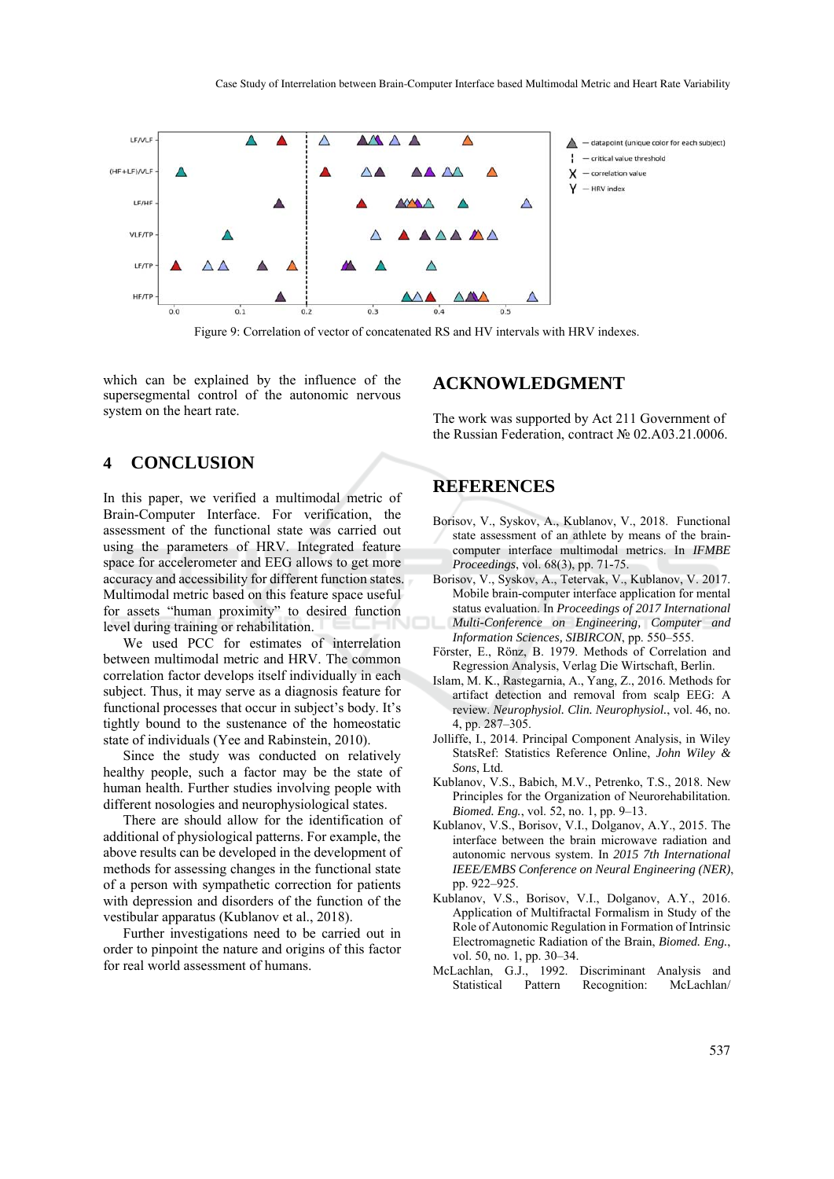Figure 9: Correlation of vector of concatenated RS and HV intervals with HRV indexes.

which can be explained by the influence of the supersegmental control of the autonomic nervous system on the heart rate.

## 4 CONCLUSION

In this paper, we verified a multimodal metric of Brain-Computer Interface. For verification, the assessment of the functional state was carried out using the parameters of HRV. Integrated feature space for accelerometer and EEG allows to get more accuracy and accessibility for different function states. Multimodal metric based on this feature space useful for assets "human proximity" to desired function level during training or rehabilitation.

We used PCC for estimates of interrelation between multimodal metric and HRV. The common correlation factor develops itself individually in each subject. Thus, it may serve as a diagnosis feature for functional processes that occur in subject's body. It's tightly bound to the sustenance of the homeostatic state of individuals (Yee and Rabinstein, 2010).

Since the study was conducted on relatively healthy people, such a factor may be the state of human health. Further studies involving people with different nosologies and neurophysiological states.

There are should allow for the identification of additional of physiological patterns. For example, the above results can be developed in the development of methods for assessing changes in the functional state of a person with sympathetic correction for patients with depression and disorders of the function of the vestibular apparatus (Kublanov et al., 2018).

Further investigations need to be carried out in order to pinpoint the nature and origins of this factor for real world assessment of humans.

## ACKNOWLEDGMENT

The work was supported by Act 211 Government of the Russian Federation, contract № 02.A03.21.0006.

## REFERENCES

Borisov, V., Syskov, A., Kublanov, V., 2018. Functional state assessment of an athlete by means of the brain-computer interface multimodal metrics. In *IFMBE Proceedings*, vol. 68(3), pp. 71-75.

Borisov, V., Syskov, A., Tetervak, V., Kublanov, V. 2017. Mobile brain-computer interface application for mental status evaluation. In *Proceedings of 2017 International Multi-Conference on Engineering, Computer and Information Sciences, SIBIRCON*, pp. 550–555.

Förster, E., Rönz, B. 1979. Methods of Correlation and Regression Analysis, Verlag Die Wirtschaft, Berlin.

Islam, M. K., Rastegarnia, A., Yang, Z., 2016. Methods for artifact detection and removal from scalp EEG: A review. *Neurophysiol. Clin. Neurophysiol.*, vol. 46, no. 4, pp. 287–305.

Jolliffe, I., 2014. Principal Component Analysis, in Wiley StatsRef: Statistics Reference Online, *John Wiley & Sons*, Ltd.

Kublanov, V.S., Babich, M.V., Petrenko, T.S., 2018. New Principles for the Organization of Neurorehabilitation. *Biomed. Eng.*, vol. 52, no. 1, pp. 9–13.

Kublanov, V.S., Borisov, V.I., Dolganov, A.Y., 2015. The interface between the brain microwave radiation and autonomic nervous system. In *2015 7th International IEEE/EMBS Conference on Neural Engineering (NER)*, pp. 922–925.

Kublanov, V.S., Borisov, V.I., Dolganov, A.Y., 2016. Application of Multifractal Formalism in Study of the Role of Autonomic Regulation in Formation of Intrinsic Electromagnetic Radiation of the Brain, *Biomed. Eng.*, vol. 50, no. 1, pp. 30–34.

McLachlan, G.J., 1992. Discriminant Analysis and Statistical Pattern Recognition: McLachlan/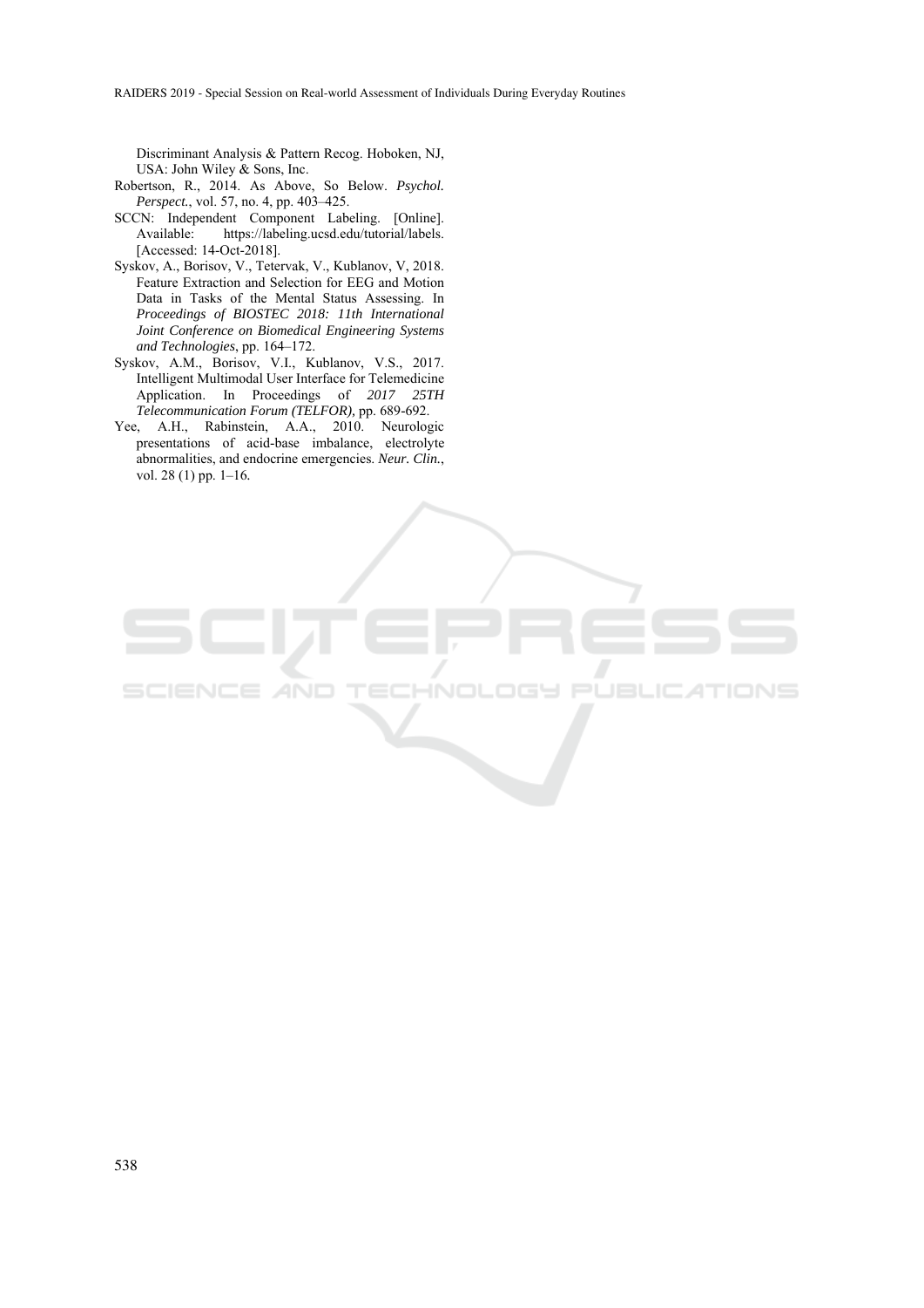Discriminant Analysis & Pattern Recog. Hoboken, NJ, USA: John Wiley & Sons, Inc.

Robertson, R., 2014. As Above, So Below. *Psychol. Perspect.*, vol. 57, no. 4, pp. 403–425.

SCCN: Independent Component Labeling. [Online]. Available: https://labeling.ucsd.edu/tutorial/labels. [Accessed: 14-Oct-2018].

Syskov, A., Borisov, V., Tetervak, V., Kublanov, V, 2018. Feature Extraction and Selection for EEG and Motion Data in Tasks of the Mental Status Assessing. In *Proceedings of BIOSTEC 2018: 11th International Joint Conference on Biomedical Engineering Systems and Technologies*, pp. 164–172.

Syskov, A.M., Borisov, V.I., Kublanov, V.S., 2017. Intelligent Multimodal User Interface for Telemedicine Application. In Proceedings of *2017 25TH Telecommunication Forum (TELFOR)*, pp. 689-692.

Yee, A.H., Rabinstein, A.A., 2010. Neurologic presentations of acid-base imbalance, electrolyte abnormalities, and endocrine emergencies. *Neur. Clin.*, vol. 28 (1) pp. 1–16.